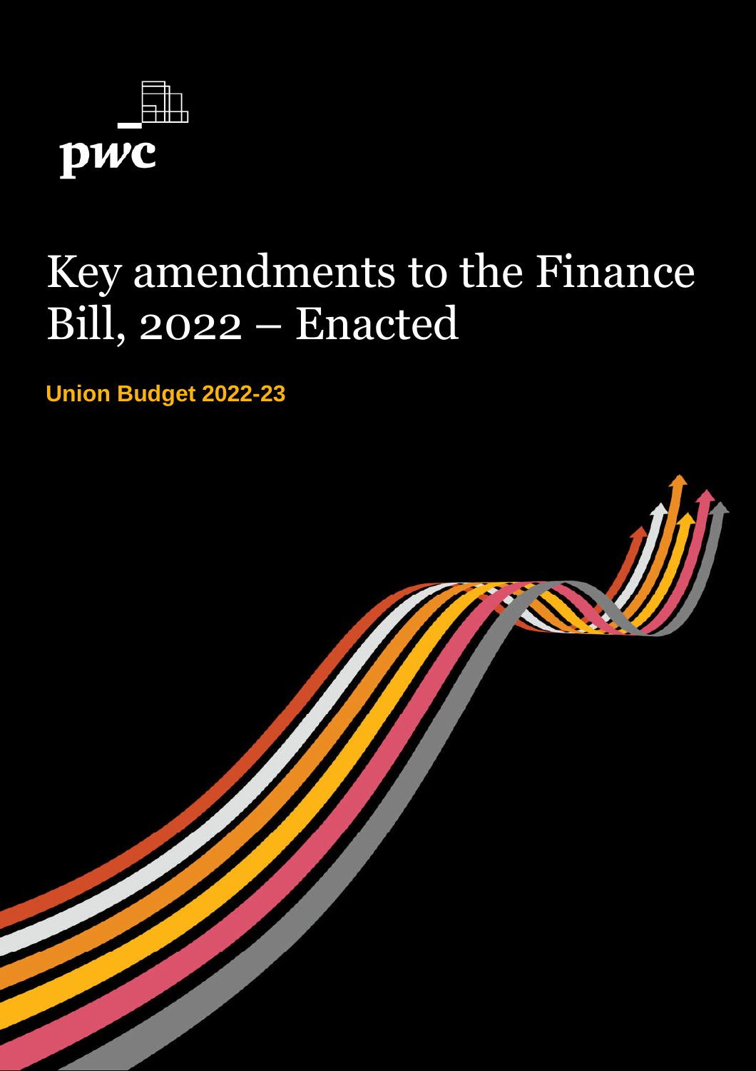pwc

# Key amendments to the Finance Bill, 2022 – Enacted

**Union Budget 2022-23**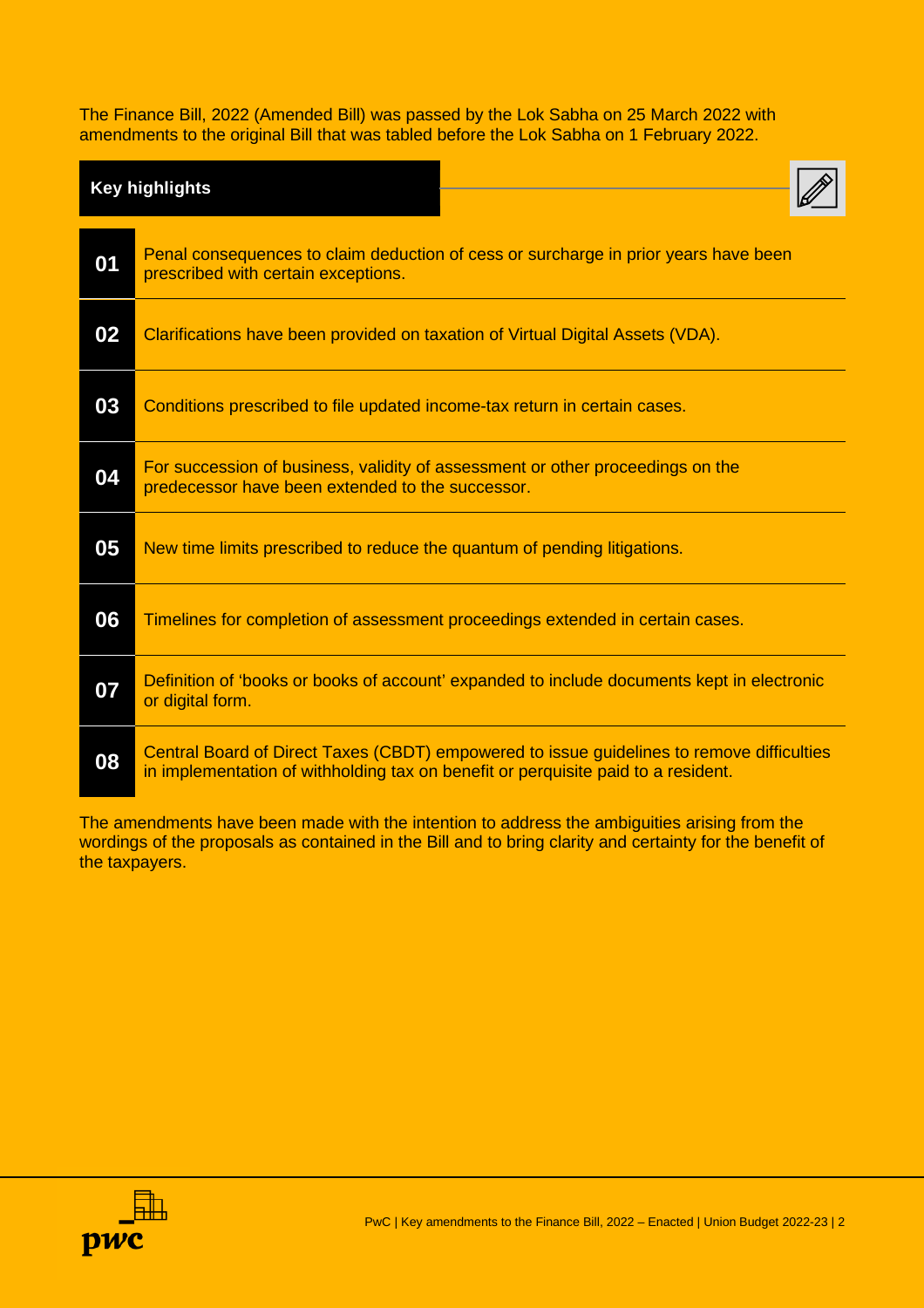The Finance Bill, 2022 (Amended Bill) was passed by the Lok Sabha on 25 March 2022 with amendments to the original Bill that was tabled before the Lok Sabha on 1 February 2022.

## Key highlights

| No. | Highlight |
|---|---|
| 01 | Penal consequences to claim deduction of cess or surcharge in prior years have been prescribed with certain exceptions. |
| 02 | Clarifications have been provided on taxation of Virtual Digital Assets (VDA). |
| 03 | Conditions prescribed to file updated income-tax return in certain cases. |
| 04 | For succession of business, validity of assessment or other proceedings on the predecessor have been extended to the successor. |
| 05 | New time limits prescribed to reduce the quantum of pending litigations. |
| 06 | Timelines for completion of assessment proceedings extended in certain cases. |
| 07 | Definition of 'books or books of account' expanded to include documents kept in electronic or digital form. |
| 08 | Central Board of Direct Taxes (CBDT) empowered to issue guidelines to remove difficulties in implementation of withholding tax on benefit or perquisite paid to a resident. |

The amendments have been made with the intention to address the ambiguities arising from the wordings of the proposals as contained in the Bill and to bring clarity and certainty for the benefit of the taxpayers.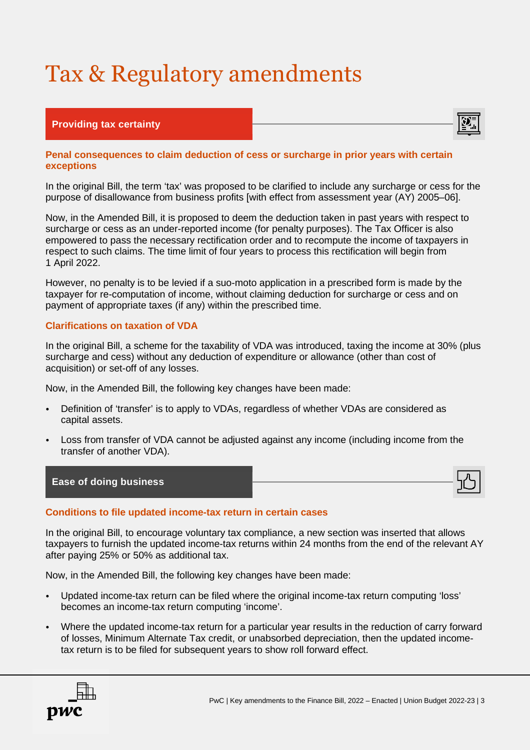# Tax & Regulatory amendments

## Providing tax certainty

### Penal consequences to claim deduction of cess or surcharge in prior years with certain exceptions

In the original Bill, the term 'tax' was proposed to be clarified to include any surcharge or cess for the purpose of disallowance from business profits [with effect from assessment year (AY) 2005–06].

Now, in the Amended Bill, it is proposed to deem the deduction taken in past years with respect to surcharge or cess as an under-reported income (for penalty purposes). The Tax Officer is also empowered to pass the necessary rectification order and to recompute the income of taxpayers in respect to such claims. The time limit of four years to process this rectification will begin from 1 April 2022.

However, no penalty is to be levied if a suo-moto application in a prescribed form is made by the taxpayer for re-computation of income, without claiming deduction for surcharge or cess and on payment of appropriate taxes (if any) within the prescribed time.

### Clarifications on taxation of VDA

In the original Bill, a scheme for the taxability of VDA was introduced, taxing the income at 30% (plus surcharge and cess) without any deduction of expenditure or allowance (other than cost of acquisition) or set-off of any losses.

Now, in the Amended Bill, the following key changes have been made:

- Definition of 'transfer' is to apply to VDAs, regardless of whether VDAs are considered as capital assets.
- Loss from transfer of VDA cannot be adjusted against any income (including income from the transfer of another VDA).

## Ease of doing business

### Conditions to file updated income-tax return in certain cases

In the original Bill, to encourage voluntary tax compliance, a new section was inserted that allows taxpayers to furnish the updated income-tax returns within 24 months from the end of the relevant AY after paying 25% or 50% as additional tax.

Now, in the Amended Bill, the following key changes have been made:

- Updated income-tax return can be filed where the original income-tax return computing 'loss' becomes an income-tax return computing 'income'.
- Where the updated income-tax return for a particular year results in the reduction of carry forward of losses, Minimum Alternate Tax credit, or unabsorbed depreciation, then the updated income-tax return is to be filed for subsequent years to show roll forward effect.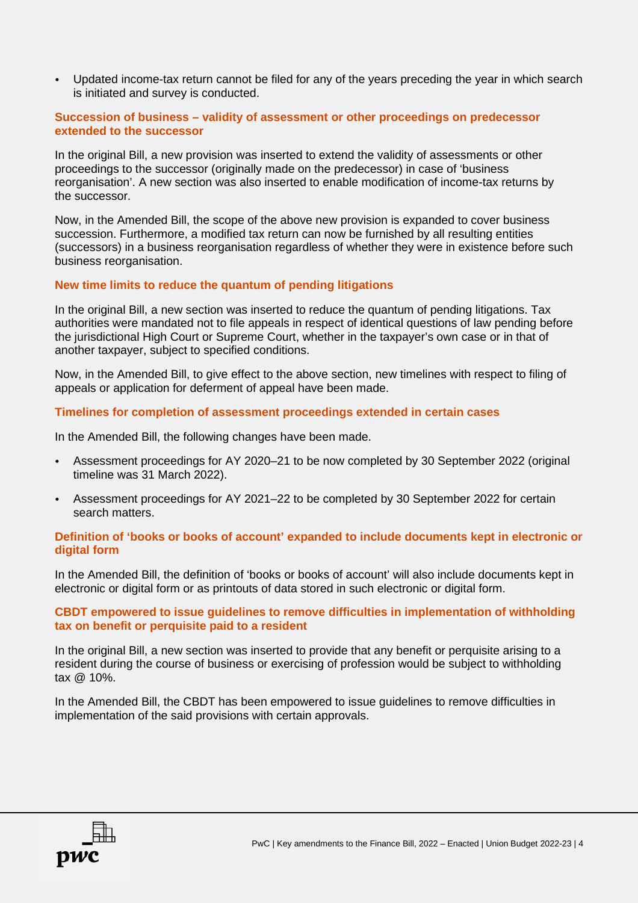- Updated income-tax return cannot be filed for any of the years preceding the year in which search is initiated and survey is conducted.

### Succession of business – validity of assessment or other proceedings on predecessor extended to the successor

In the original Bill, a new provision was inserted to extend the validity of assessments or other proceedings to the successor (originally made on the predecessor) in case of 'business reorganisation'. A new section was also inserted to enable modification of income-tax returns by the successor.

Now, in the Amended Bill, the scope of the above new provision is expanded to cover business succession. Furthermore, a modified tax return can now be furnished by all resulting entities (successors) in a business reorganisation regardless of whether they were in existence before such business reorganisation.

### New time limits to reduce the quantum of pending litigations

In the original Bill, a new section was inserted to reduce the quantum of pending litigations. Tax authorities were mandated not to file appeals in respect of identical questions of law pending before the jurisdictional High Court or Supreme Court, whether in the taxpayer's own case or in that of another taxpayer, subject to specified conditions.

Now, in the Amended Bill, to give effect to the above section, new timelines with respect to filing of appeals or application for deferment of appeal have been made.

### Timelines for completion of assessment proceedings extended in certain cases

In the Amended Bill, the following changes have been made.

- Assessment proceedings for AY 2020–21 to be now completed by 30 September 2022 (original timeline was 31 March 2022).
- Assessment proceedings for AY 2021–22 to be completed by 30 September 2022 for certain search matters.

### Definition of 'books or books of account' expanded to include documents kept in electronic or digital form

In the Amended Bill, the definition of 'books or books of account' will also include documents kept in electronic or digital form or as printouts of data stored in such electronic or digital form.

### CBDT empowered to issue guidelines to remove difficulties in implementation of withholding tax on benefit or perquisite paid to a resident

In the original Bill, a new section was inserted to provide that any benefit or perquisite arising to a resident during the course of business or exercising of profession would be subject to withholding tax @ 10%.

In the Amended Bill, the CBDT has been empowered to issue guidelines to remove difficulties in implementation of the said provisions with certain approvals.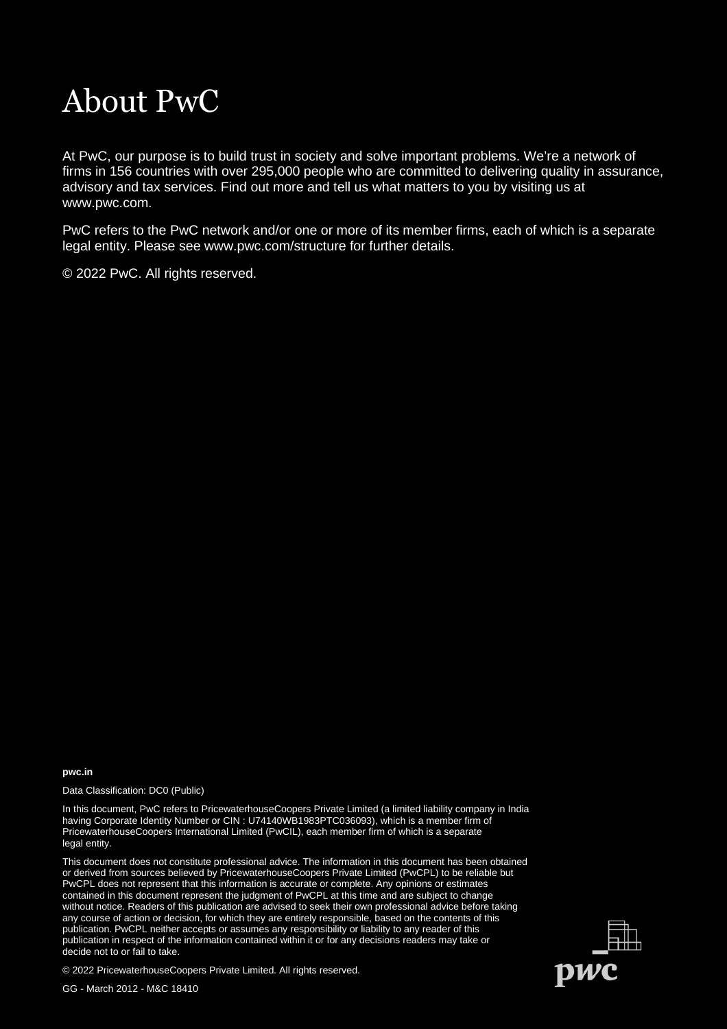# About PwC

At PwC, our purpose is to build trust in society and solve important problems. We're a network of firms in 156 countries with over 295,000 people who are committed to delivering quality in assurance, advisory and tax services. Find out more and tell us what matters to you by visiting us at www.pwc.com.

PwC refers to the PwC network and/or one or more of its member firms, each of which is a separate legal entity. Please see www.pwc.com/structure for further details.

© 2022 PwC. All rights reserved.

**pwc.in**

Data Classification: DC0 (Public)

In this document, PwC refers to PricewaterhouseCoopers Private Limited (a limited liability company in India having Corporate Identity Number or CIN : U74140WB1983PTC036093), which is a member firm of PricewaterhouseCoopers International Limited (PwCIL), each member firm of which is a separate legal entity.

This document does not constitute professional advice. The information in this document has been obtained or derived from sources believed by PricewaterhouseCoopers Private Limited (PwCPL) to be reliable but PwCPL does not represent that this information is accurate or complete. Any opinions or estimates contained in this document represent the judgment of PwCPL at this time and are subject to change without notice. Readers of this publication are advised to seek their own professional advice before taking any course of action or decision, for which they are entirely responsible, based on the contents of this publication. PwCPL neither accepts or assumes any responsibility or liability to any reader of this publication in respect of the information contained within it or for any decisions readers may take or decide not to or fail to take.

© 2022 PricewaterhouseCoopers Private Limited. All rights reserved.

GG - March 2012 - M&C 18410